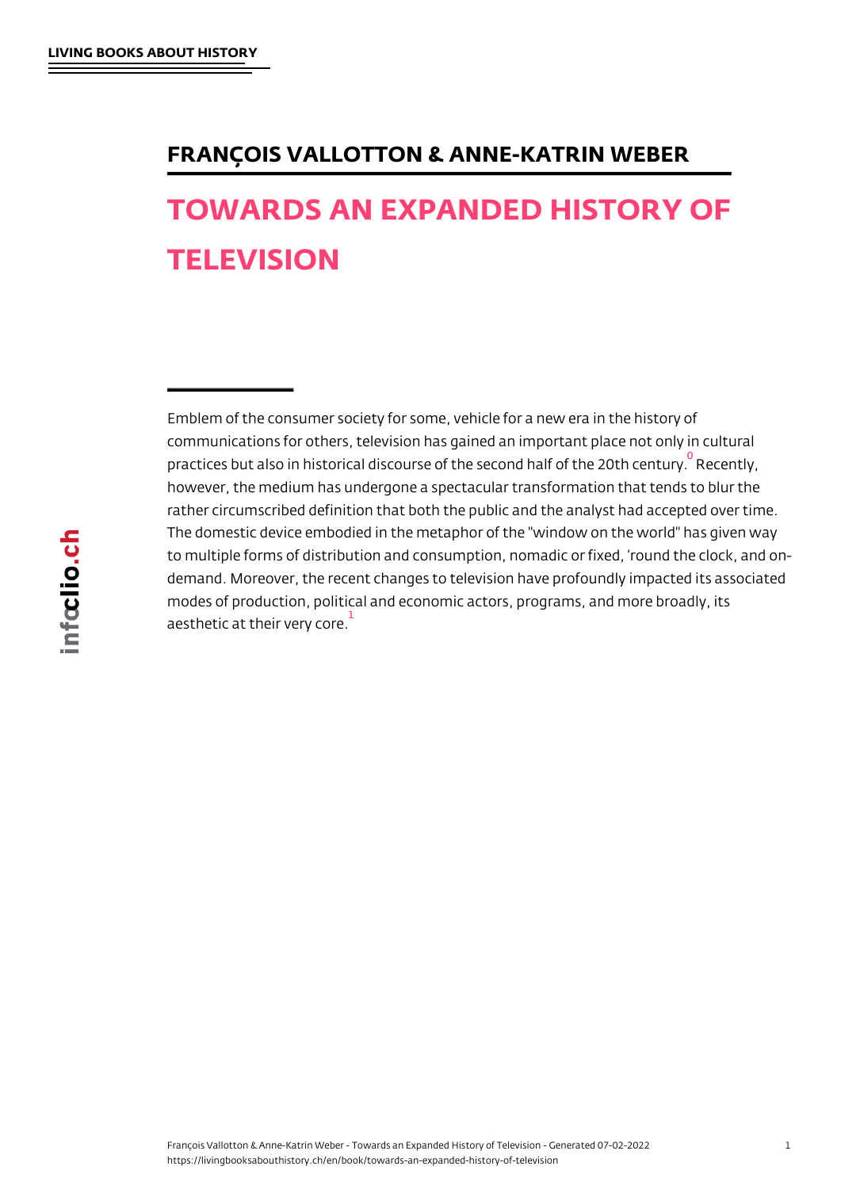LIVING BOOKS ABOUT HISTORY

## FRANÇOIS VALLOTTON & ANNE-KATRIN WEBER

# TOWARDS AN EXPANDED HISTORY OF TELEVISION

Emblem of the consumer society for some, vehicle for a new era in the history of communications for others, television has gained an important place not only in cultural practices but also in historical discourse of the second half of the 20th century.[0] Recently, however, the medium has undergone a spectacular transformation that tends to blur the rather circumscribed definition that both the public and the analyst had accepted over time. The domestic device embodied in the metaphor of the "window on the world" has given way to multiple forms of distribution and consumption, nomadic or fixed, 'round the clock, and on-demand. Moreover, the recent changes to television have profoundly impacted its associated modes of production, political and economic actors, programs, and more broadly, its aesthetic at their very core.[1]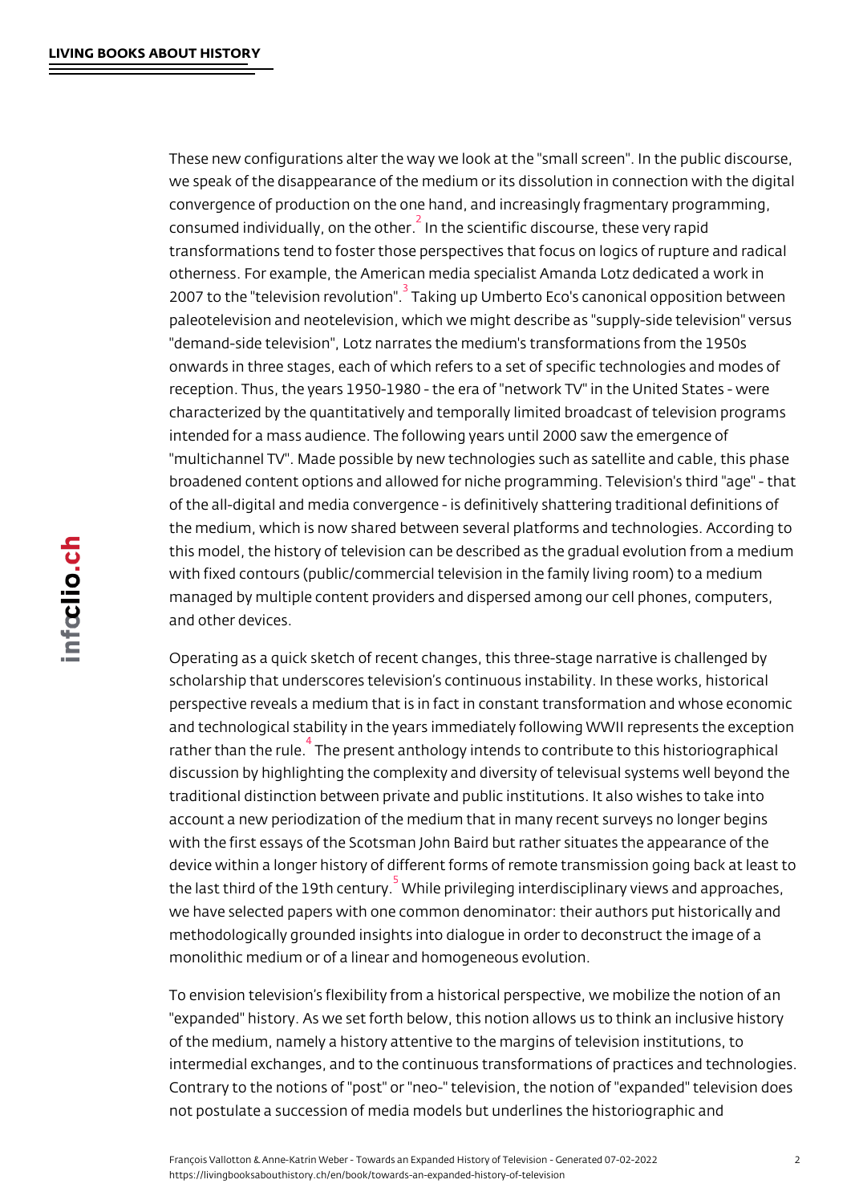These new configurations alter the way we look at the "small screen". In the public discourse, we speak of the disappearance of the medium or its dissolution in connection with the digital convergence of production on the one hand, and increasingly fragmentary programming, consumed individually, on the other.[2] In the scientific discourse, these very rapid transformations tend to foster those perspectives that focus on logics of rupture and radical otherness. For example, the American media specialist Amanda Lotz dedicated a work in 2007 to the "television revolution".[3] Taking up Umberto Eco's canonical opposition between paleotelevision and neotelevision, which we might describe as "supply-side television" versus "demand-side television", Lotz narrates the medium's transformations from the 1950s onwards in three stages, each of which refers to a set of specific technologies and modes of reception. Thus, the years 1950-1980 - the era of "network TV" in the United States - were characterized by the quantitatively and temporally limited broadcast of television programs intended for a mass audience. The following years until 2000 saw the emergence of "multichannel TV". Made possible by new technologies such as satellite and cable, this phase broadened content options and allowed for niche programming. Television's third "age" - that of the all-digital and media convergence - is definitively shattering traditional definitions of the medium, which is now shared between several platforms and technologies. According to this model, the history of television can be described as the gradual evolution from a medium with fixed contours (public/commercial television in the family living room) to a medium managed by multiple content providers and dispersed among our cell phones, computers, and other devices.

Operating as a quick sketch of recent changes, this three-stage narrative is challenged by scholarship that underscores television's continuous instability. In these works, historical perspective reveals a medium that is in fact in constant transformation and whose economic and technological stability in the years immediately following WWII represents the exception rather than the rule.[4] The present anthology intends to contribute to this historiographical discussion by highlighting the complexity and diversity of televisual systems well beyond the traditional distinction between private and public institutions. It also wishes to take into account a new periodization of the medium that in many recent surveys no longer begins with the first essays of the Scotsman John Baird but rather situates the appearance of the device within a longer history of different forms of remote transmission going back at least to the last third of the 19th century.[5] While privileging interdisciplinary views and approaches, we have selected papers with one common denominator: their authors put historically and methodologically grounded insights into dialogue in order to deconstruct the image of a monolithic medium or of a linear and homogeneous evolution.

To envision television's flexibility from a historical perspective, we mobilize the notion of an "expanded" history. As we set forth below, this notion allows us to think an inclusive history of the medium, namely a history attentive to the margins of television institutions, to intermedial exchanges, and to the continuous transformations of practices and technologies. Contrary to the notions of "post" or "neo-" television, the notion of "expanded" television does not postulate a succession of media models but underlines the historiographic and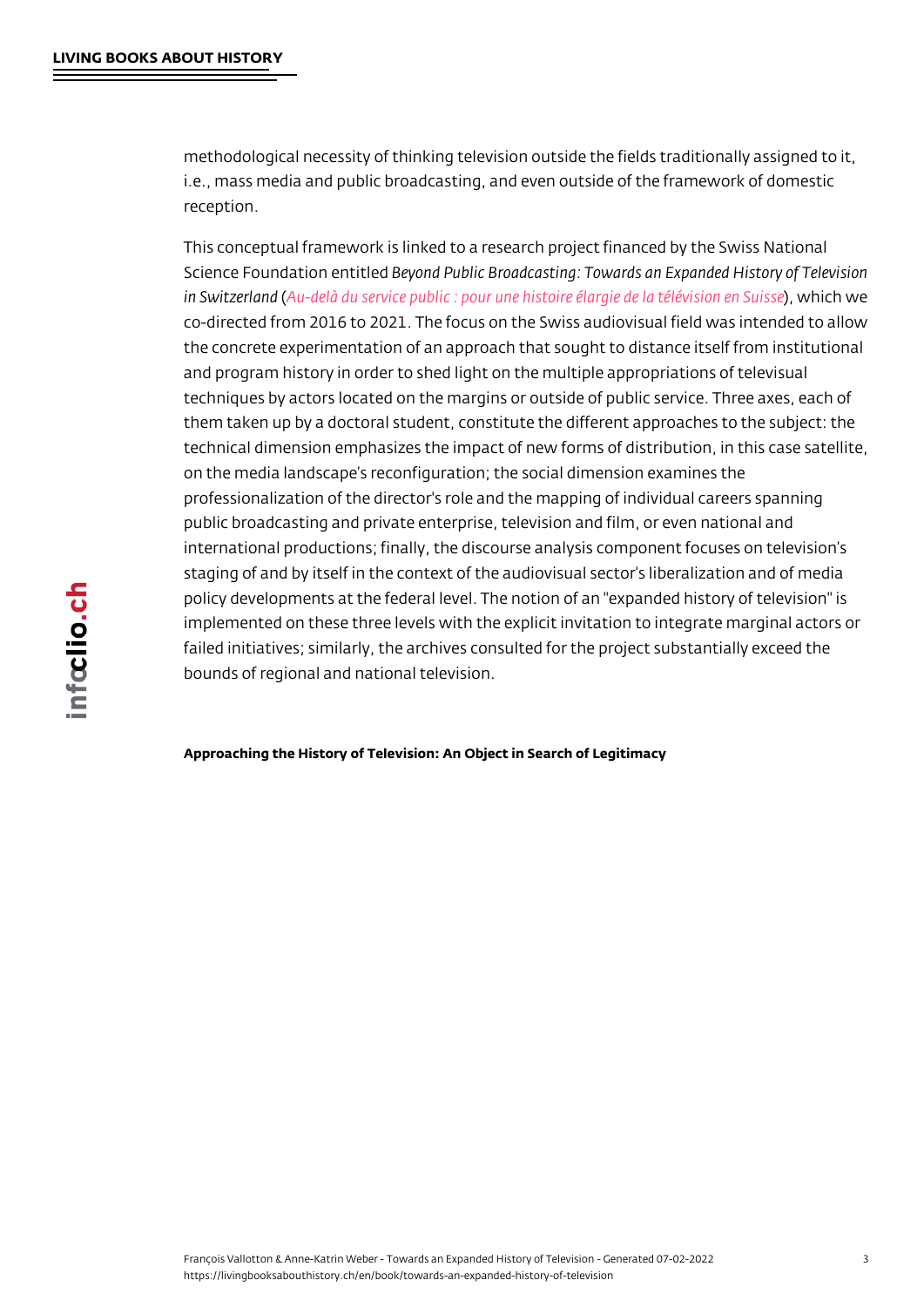methodological necessity of thinking television outside the fields traditionally assigned to it, i.e., mass media and public broadcasting, and even outside of the framework of domestic reception.

This conceptual framework is linked to a research project financed by the Swiss National Science Foundation entitled *Beyond Public Broadcasting: Towards an Expanded History of Television in Switzerland* (*Au-delà du service public : pour une histoire élargie de la télévision en Suisse*), which we co-directed from 2016 to 2021. The focus on the Swiss audiovisual field was intended to allow the concrete experimentation of an approach that sought to distance itself from institutional and program history in order to shed light on the multiple appropriations of televisual techniques by actors located on the margins or outside of public service. Three axes, each of them taken up by a doctoral student, constitute the different approaches to the subject: the technical dimension emphasizes the impact of new forms of distribution, in this case satellite, on the media landscape's reconfiguration; the social dimension examines the professionalization of the director's role and the mapping of individual careers spanning public broadcasting and private enterprise, television and film, or even national and international productions; finally, the discourse analysis component focuses on television's staging of and by itself in the context of the audiovisual sector's liberalization and of media policy developments at the federal level. The notion of an "expanded history of television" is implemented on these three levels with the explicit invitation to integrate marginal actors or failed initiatives; similarly, the archives consulted for the project substantially exceed the bounds of regional and national television.

**Approaching the History of Television: An Object in Search of Legitimacy**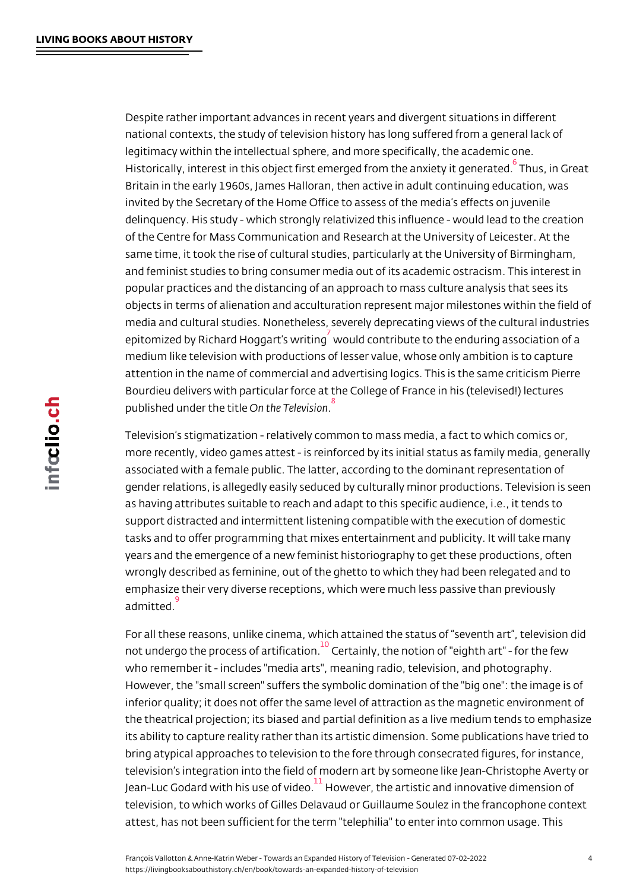Despite rather important advances in recent years and divergent situations in different national contexts, the study of television history has long suffered from a general lack of legitimacy within the intellectual sphere, and more specifically, the academic one. Historically, interest in this object first emerged from the anxiety it generated.[6] Thus, in Great Britain in the early 1960s, James Halloran, then active in adult continuing education, was invited by the Secretary of the Home Office to assess of the media's effects on juvenile delinquency. His study - which strongly relativized this influence - would lead to the creation of the Centre for Mass Communication and Research at the University of Leicester. At the same time, it took the rise of cultural studies, particularly at the University of Birmingham, and feminist studies to bring consumer media out of its academic ostracism. This interest in popular practices and the distancing of an approach to mass culture analysis that sees its objects in terms of alienation and acculturation represent major milestones within the field of media and cultural studies. Nonetheless, severely deprecating views of the cultural industries epitomized by Richard Hoggart's writing[7] would contribute to the enduring association of a medium like television with productions of lesser value, whose only ambition is to capture attention in the name of commercial and advertising logics. This is the same criticism Pierre Bourdieu delivers with particular force at the College of France in his (televised!) lectures published under the title *On the Television*.[8]

Television's stigmatization - relatively common to mass media, a fact to which comics or, more recently, video games attest - is reinforced by its initial status as family media, generally associated with a female public. The latter, according to the dominant representation of gender relations, is allegedly easily seduced by culturally minor productions. Television is seen as having attributes suitable to reach and adapt to this specific audience, i.e., it tends to support distracted and intermittent listening compatible with the execution of domestic tasks and to offer programming that mixes entertainment and publicity. It will take many years and the emergence of a new feminist historiography to get these productions, often wrongly described as feminine, out of the ghetto to which they had been relegated and to emphasize their very diverse receptions, which were much less passive than previously admitted.[9]

For all these reasons, unlike cinema, which attained the status of "seventh art", television did not undergo the process of artification.[10] Certainly, the notion of "eighth art" - for the few who remember it - includes "media arts", meaning radio, television, and photography. However, the "small screen" suffers the symbolic domination of the "big one": the image is of inferior quality; it does not offer the same level of attraction as the magnetic environment of the theatrical projection; its biased and partial definition as a live medium tends to emphasize its ability to capture reality rather than its artistic dimension. Some publications have tried to bring atypical approaches to television to the fore through consecrated figures, for instance, television's integration into the field of modern art by someone like Jean-Christophe Averty or Jean-Luc Godard with his use of video.[11] However, the artistic and innovative dimension of television, to which works of Gilles Delavaud or Guillaume Soulez in the francophone context attest, has not been sufficient for the term "telephilia" to enter into common usage. This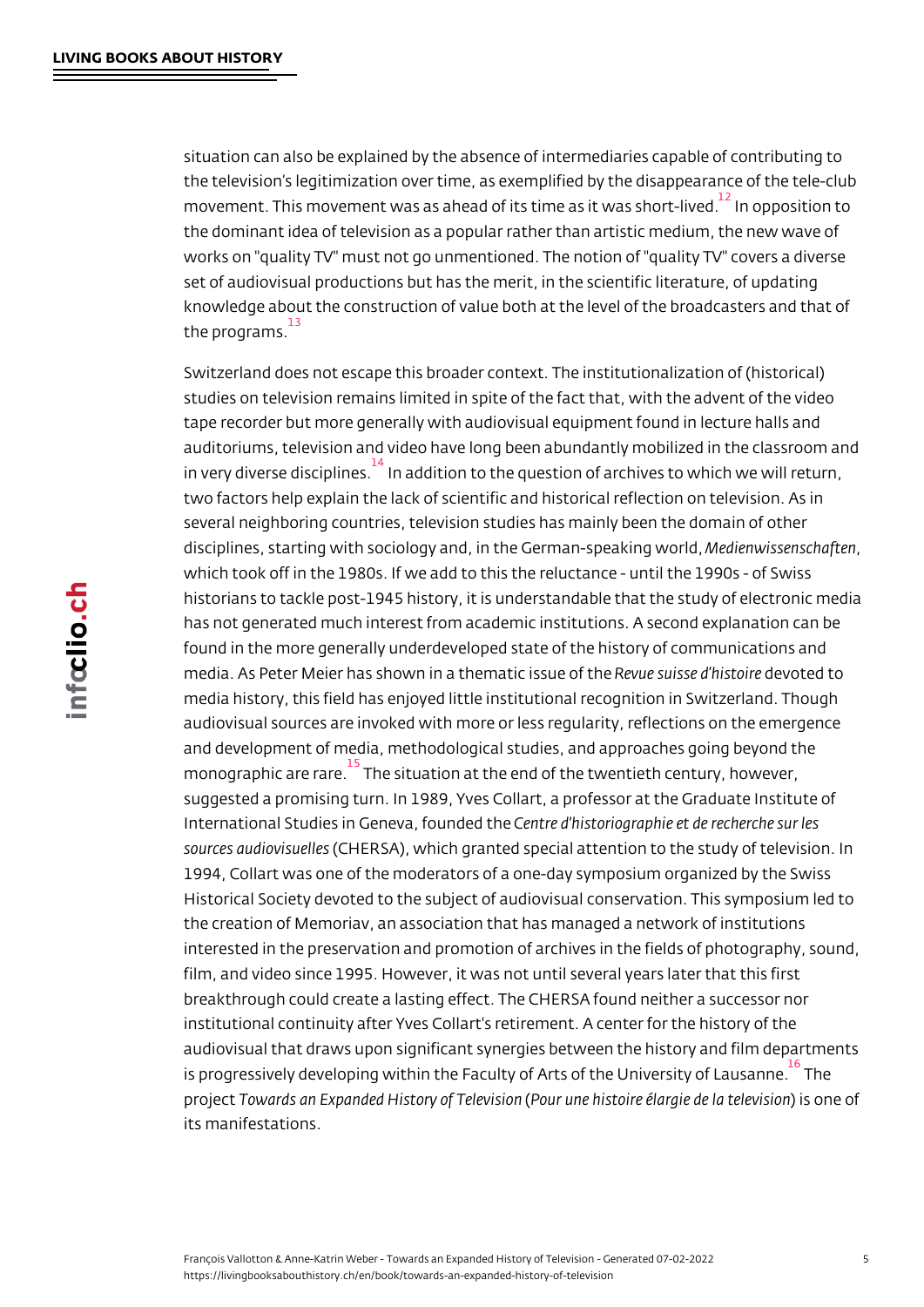situation can also be explained by the absence of intermediaries capable of contributing to the television's legitimization over time, as exemplified by the disappearance of the tele-club movement. This movement was as ahead of its time as it was short-lived.[12] In opposition to the dominant idea of television as a popular rather than artistic medium, the new wave of works on "quality TV" must not go unmentioned. The notion of "quality TV" covers a diverse set of audiovisual productions but has the merit, in the scientific literature, of updating knowledge about the construction of value both at the level of the broadcasters and that of the programs.[13]

Switzerland does not escape this broader context. The institutionalization of (historical) studies on television remains limited in spite of the fact that, with the advent of the video tape recorder but more generally with audiovisual equipment found in lecture halls and auditoriums, television and video have long been abundantly mobilized in the classroom and in very diverse disciplines.[14] In addition to the question of archives to which we will return, two factors help explain the lack of scientific and historical reflection on television. As in several neighboring countries, television studies has mainly been the domain of other disciplines, starting with sociology and, in the German-speaking world, *Medienwissenschaften*, which took off in the 1980s. If we add to this the reluctance - until the 1990s - of Swiss historians to tackle post-1945 history, it is understandable that the study of electronic media has not generated much interest from academic institutions. A second explanation can be found in the more generally underdeveloped state of the history of communications and media. As Peter Meier has shown in a thematic issue of the *Revue suisse d'histoire* devoted to media history, this field has enjoyed little institutional recognition in Switzerland. Though audiovisual sources are invoked with more or less regularity, reflections on the emergence and development of media, methodological studies, and approaches going beyond the monographic are rare.[15] The situation at the end of the twentieth century, however, suggested a promising turn. In 1989, Yves Collart, a professor at the Graduate Institute of International Studies in Geneva, founded the *Centre d'historiographie et de recherche sur les sources audiovisuelles* (CHERSA), which granted special attention to the study of television. In 1994, Collart was one of the moderators of a one-day symposium organized by the Swiss Historical Society devoted to the subject of audiovisual conservation. This symposium led to the creation of Memoriav, an association that has managed a network of institutions interested in the preservation and promotion of archives in the fields of photography, sound, film, and video since 1995. However, it was not until several years later that this first breakthrough could create a lasting effect. The CHERSA found neither a successor nor institutional continuity after Yves Collart's retirement. A center for the history of the audiovisual that draws upon significant synergies between the history and film departments is progressively developing within the Faculty of Arts of the University of Lausanne.[16] The project *Towards an Expanded History of Television* (*Pour une histoire élargie de la television*) is one of its manifestations.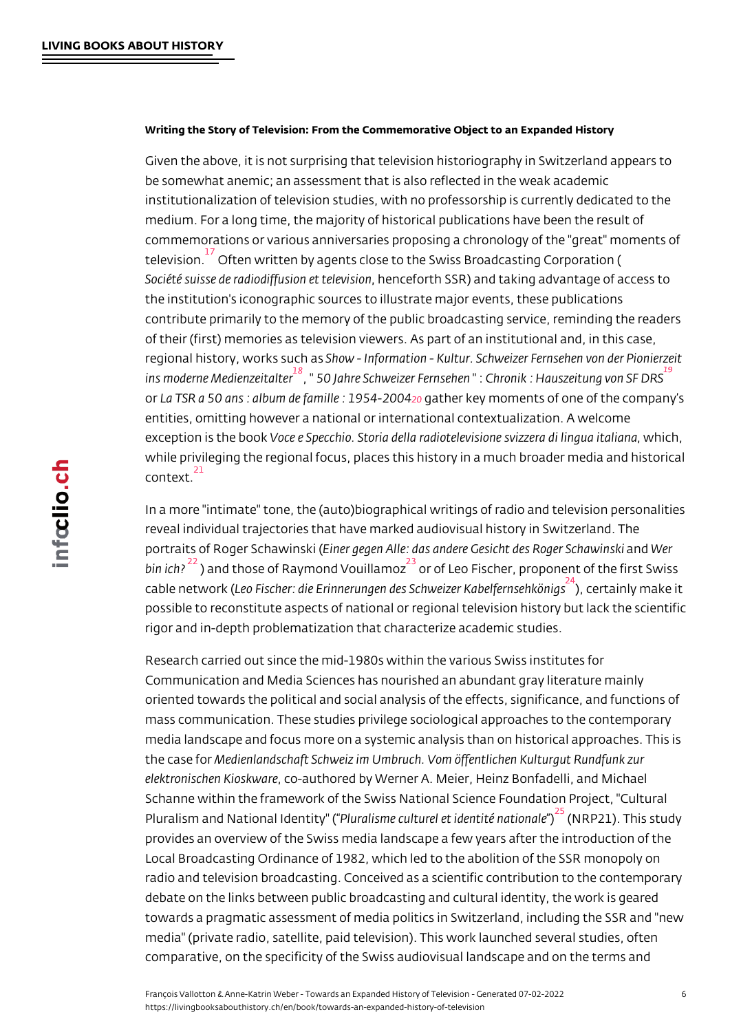### Writing the Story of Television: From the Commemorative Object to an Expanded History

Given the above, it is not surprising that television historiography in Switzerland appears to be somewhat anemic; an assessment that is also reflected in the weak academic institutionalization of television studies, with no professorship is currently dedicated to the medium. For a long time, the majority of historical publications have been the result of commemorations or various anniversaries proposing a chronology of the "great" moments of television.[17] Often written by agents close to the Swiss Broadcasting Corporation (*Société suisse de radiodiffusion et television*, henceforth SSR) and taking advantage of access to the institution's iconographic sources to illustrate major events, these publications contribute primarily to the memory of the public broadcasting service, reminding the readers of their (first) memories as television viewers. As part of an institutional and, in this case, regional history, works such as *Show - Information - Kultur. Schweizer Fernsehen von der Pionierzeit ins moderne Medienzeitalter*[18], " *50 Jahre Schweizer Fernsehen* " : *Chronik : Hauszeitung von SF DRS*[19] or *La TSR a 50 ans : album de famille : 1954-2004*[20] gather key moments of one of the company's entities, omitting however a national or international contextualization. A welcome exception is the book *Voce e Specchio. Storia della radiotelevisione svizzera di lingua italiana*, which, while privileging the regional focus, places this history in a much broader media and historical context.[21]

In a more "intimate" tone, the (auto)biographical writings of radio and television personalities reveal individual trajectories that have marked audiovisual history in Switzerland. The portraits of Roger Schawinski (*Einer gegen Alle: das andere Gesicht des Roger Schawinski* and *Wer bin ich?*[22]) and those of Raymond Vouillamoz[23] or of Leo Fischer, proponent of the first Swiss cable network (*Leo Fischer: die Erinnerungen des Schweizer Kabelfernsehkönigs*[24]), certainly make it possible to reconstitute aspects of national or regional television history but lack the scientific rigor and in-depth problematization that characterize academic studies.

Research carried out since the mid-1980s within the various Swiss institutes for Communication and Media Sciences has nourished an abundant gray literature mainly oriented towards the political and social analysis of the effects, significance, and functions of mass communication. These studies privilege sociological approaches to the contemporary media landscape and focus more on a systemic analysis than on historical approaches. This is the case for *Medienlandschaft Schweiz im Umbruch. Vom öffentlichen Kulturgut Rundfunk zur elektronischen Kioskware*, co-authored by Werner A. Meier, Heinz Bonfadelli, and Michael Schanne within the framework of the Swiss National Science Foundation Project, "Cultural Pluralism and National Identity" ("*Pluralisme culturel et identité nationale*"[25]) (NRP21). This study provides an overview of the Swiss media landscape a few years after the introduction of the Local Broadcasting Ordinance of 1982, which led to the abolition of the SSR monopoly on radio and television broadcasting. Conceived as a scientific contribution to the contemporary debate on the links between public broadcasting and cultural identity, the work is geared towards a pragmatic assessment of media politics in Switzerland, including the SSR and "new media" (private radio, satellite, paid television). This work launched several studies, often comparative, on the specificity of the Swiss audiovisual landscape and on the terms and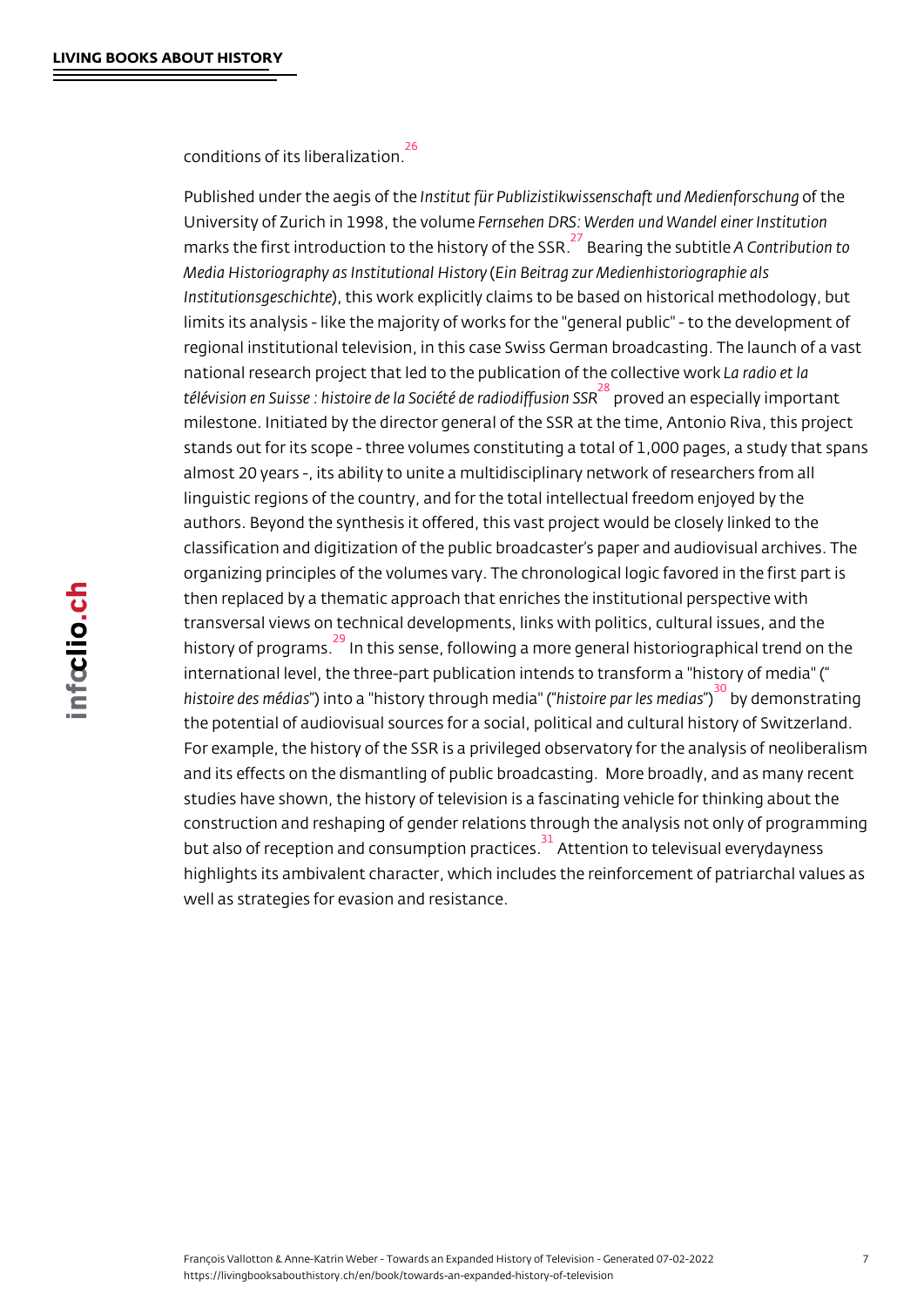conditions of its liberalization.[26]

Published under the aegis of the *Institut für Publizistikwissenschaft und Medienforschung* of the University of Zurich in 1998, the volume *Fernsehen DRS: Werden und Wandel einer Institution* marks the first introduction to the history of the SSR.[27] Bearing the subtitle *A Contribution to Media Historiography as Institutional History* (*Ein Beitrag zur Medienhistoriographie als Institutionsgeschichte*), this work explicitly claims to be based on historical methodology, but limits its analysis - like the majority of works for the "general public" - to the development of regional institutional television, in this case Swiss German broadcasting. The launch of a vast national research project that led to the publication of the collective work *La radio et la télévision en Suisse : histoire de la Société de radiodiffusion SSR*[28] proved an especially important milestone. Initiated by the director general of the SSR at the time, Antonio Riva, this project stands out for its scope - three volumes constituting a total of 1,000 pages, a study that spans almost 20 years -, its ability to unite a multidisciplinary network of researchers from all linguistic regions of the country, and for the total intellectual freedom enjoyed by the authors. Beyond the synthesis it offered, this vast project would be closely linked to the classification and digitization of the public broadcaster's paper and audiovisual archives. The organizing principles of the volumes vary. The chronological logic favored in the first part is then replaced by a thematic approach that enriches the institutional perspective with transversal views on technical developments, links with politics, cultural issues, and the history of programs.[29] In this sense, following a more general historiographical trend on the international level, the three-part publication intends to transform a "history of media" ("*histoire des médias*") into a "history through media" ("*histoire par les medias*")[30] by demonstrating the potential of audiovisual sources for a social, political and cultural history of Switzerland. For example, the history of the SSR is a privileged observatory for the analysis of neoliberalism and its effects on the dismantling of public broadcasting. More broadly, and as many recent studies have shown, the history of television is a fascinating vehicle for thinking about the construction and reshaping of gender relations through the analysis not only of programming but also of reception and consumption practices.[31] Attention to televisual everydayness highlights its ambivalent character, which includes the reinforcement of patriarchal values as well as strategies for evasion and resistance.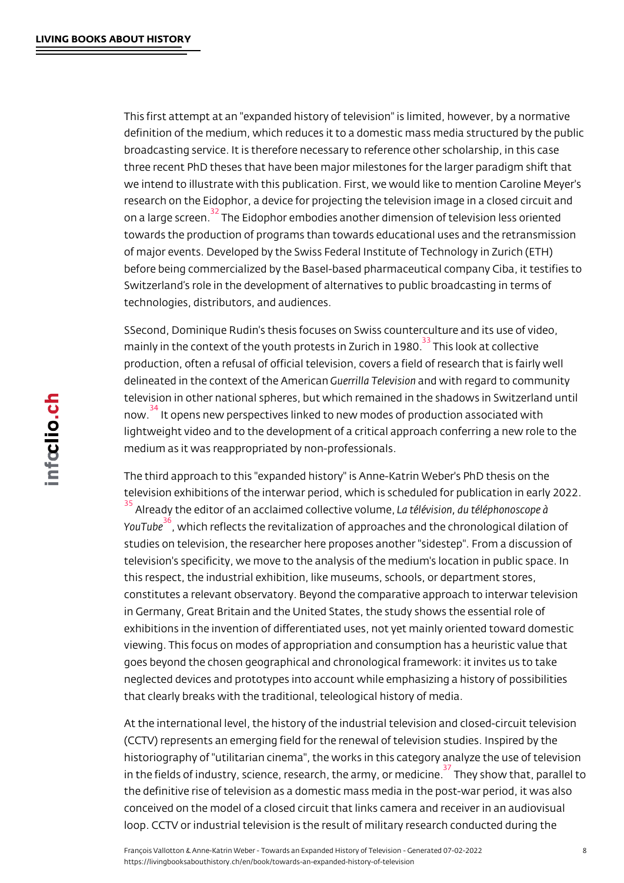This first attempt at an "expanded history of television" is limited, however, by a normative definition of the medium, which reduces it to a domestic mass media structured by the public broadcasting service. It is therefore necessary to reference other scholarship, in this case three recent PhD theses that have been major milestones for the larger paradigm shift that we intend to illustrate with this publication. First, we would like to mention Caroline Meyer's research on the Eidophor, a device for projecting the television image in a closed circuit and on a large screen.[32] The Eidophor embodies another dimension of television less oriented towards the production of programs than towards educational uses and the retransmission of major events. Developed by the Swiss Federal Institute of Technology in Zurich (ETH) before being commercialized by the Basel-based pharmaceutical company Ciba, it testifies to Switzerland's role in the development of alternatives to public broadcasting in terms of technologies, distributors, and audiences.

SSecond, Dominique Rudin's thesis focuses on Swiss counterculture and its use of video, mainly in the context of the youth protests in Zurich in 1980.[33] This look at collective production, often a refusal of official television, covers a field of research that is fairly well delineated in the context of the American *Guerrilla Television* and with regard to community television in other national spheres, but which remained in the shadows in Switzerland until now.[34] It opens new perspectives linked to new modes of production associated with lightweight video and to the development of a critical approach conferring a new role to the medium as it was reappropriated by non-professionals.

The third approach to this "expanded history" is Anne-Katrin Weber's PhD thesis on the television exhibitions of the interwar period, which is scheduled for publication in early 2022.[35] Already the editor of an acclaimed collective volume, *La télévision, du téléphonoscope à YouTube*[36], which reflects the revitalization of approaches and the chronological dilation of studies on television, the researcher here proposes another "sidestep". From a discussion of television's specificity, we move to the analysis of the medium's location in public space. In this respect, the industrial exhibition, like museums, schools, or department stores, constitutes a relevant observatory. Beyond the comparative approach to interwar television in Germany, Great Britain and the United States, the study shows the essential role of exhibitions in the invention of differentiated uses, not yet mainly oriented toward domestic viewing. This focus on modes of appropriation and consumption has a heuristic value that goes beyond the chosen geographical and chronological framework: it invites us to take neglected devices and prototypes into account while emphasizing a history of possibilities that clearly breaks with the traditional, teleological history of media.

At the international level, the history of the industrial television and closed-circuit television (CCTV) represents an emerging field for the renewal of television studies. Inspired by the historiography of "utilitarian cinema", the works in this category analyze the use of television in the fields of industry, science, research, the army, or medicine.[37] They show that, parallel to the definitive rise of television as a domestic mass media in the post-war period, it was also conceived on the model of a closed circuit that links camera and receiver in an audiovisual loop. CCTV or industrial television is the result of military research conducted during the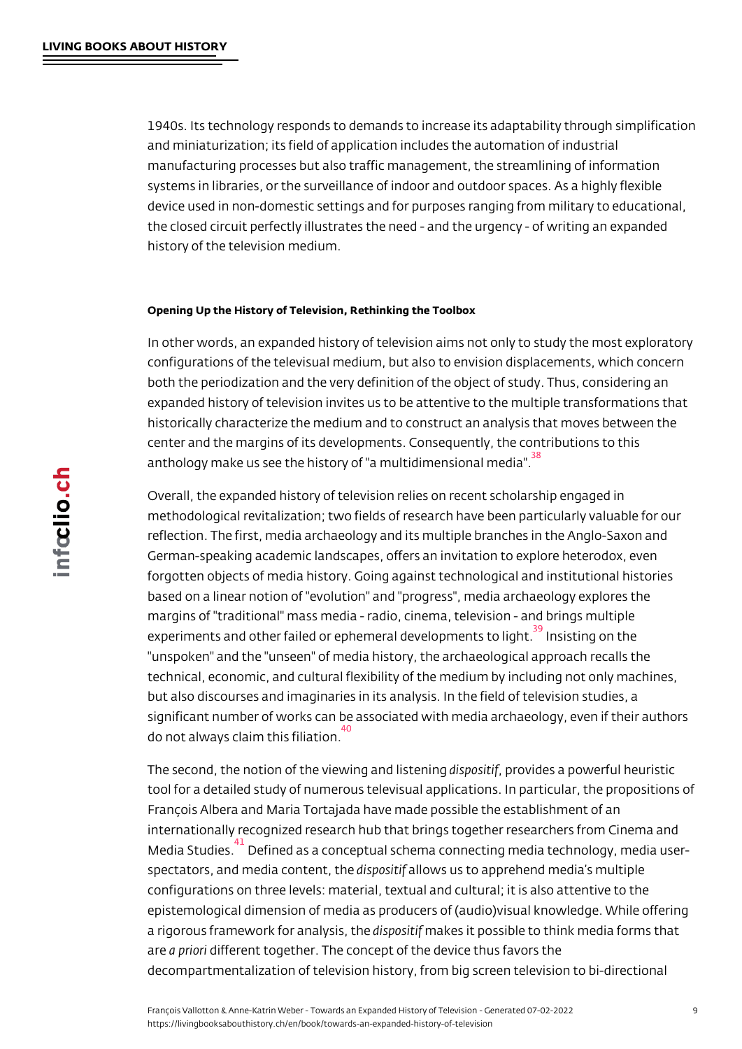1940s. Its technology responds to demands to increase its adaptability through simplification and miniaturization; its field of application includes the automation of industrial manufacturing processes but also traffic management, the streamlining of information systems in libraries, or the surveillance of indoor and outdoor spaces. As a highly flexible device used in non-domestic settings and for purposes ranging from military to educational, the closed circuit perfectly illustrates the need - and the urgency - of writing an expanded history of the television medium.

### Opening Up the History of Television, Rethinking the Toolbox

In other words, an expanded history of television aims not only to study the most exploratory configurations of the televisual medium, but also to envision displacements, which concern both the periodization and the very definition of the object of study. Thus, considering an expanded history of television invites us to be attentive to the multiple transformations that historically characterize the medium and to construct an analysis that moves between the center and the margins of its developments. Consequently, the contributions to this anthology make us see the history of "a multidimensional media".[38]

Overall, the expanded history of television relies on recent scholarship engaged in methodological revitalization; two fields of research have been particularly valuable for our reflection. The first, media archaeology and its multiple branches in the Anglo-Saxon and German-speaking academic landscapes, offers an invitation to explore heterodox, even forgotten objects of media history. Going against technological and institutional histories based on a linear notion of "evolution" and "progress", media archaeology explores the margins of "traditional" mass media - radio, cinema, television - and brings multiple experiments and other failed or ephemeral developments to light.[39] Insisting on the "unspoken" and the "unseen" of media history, the archaeological approach recalls the technical, economic, and cultural flexibility of the medium by including not only machines, but also discourses and imaginaries in its analysis. In the field of television studies, a significant number of works can be associated with media archaeology, even if their authors do not always claim this filiation.[40]

The second, the notion of the viewing and listening *dispositif*, provides a powerful heuristic tool for a detailed study of numerous televisual applications. In particular, the propositions of François Albera and Maria Tortajada have made possible the establishment of an internationally recognized research hub that brings together researchers from Cinema and Media Studies.[41] Defined as a conceptual schema connecting media technology, media user-spectators, and media content, the *dispositif* allows us to apprehend media's multiple configurations on three levels: material, textual and cultural; it is also attentive to the epistemological dimension of media as producers of (audio)visual knowledge. While offering a rigorous framework for analysis, the *dispositif* makes it possible to think media forms that are *a priori* different together. The concept of the device thus favors the decompartmentalization of television history, from big screen television to bi-directional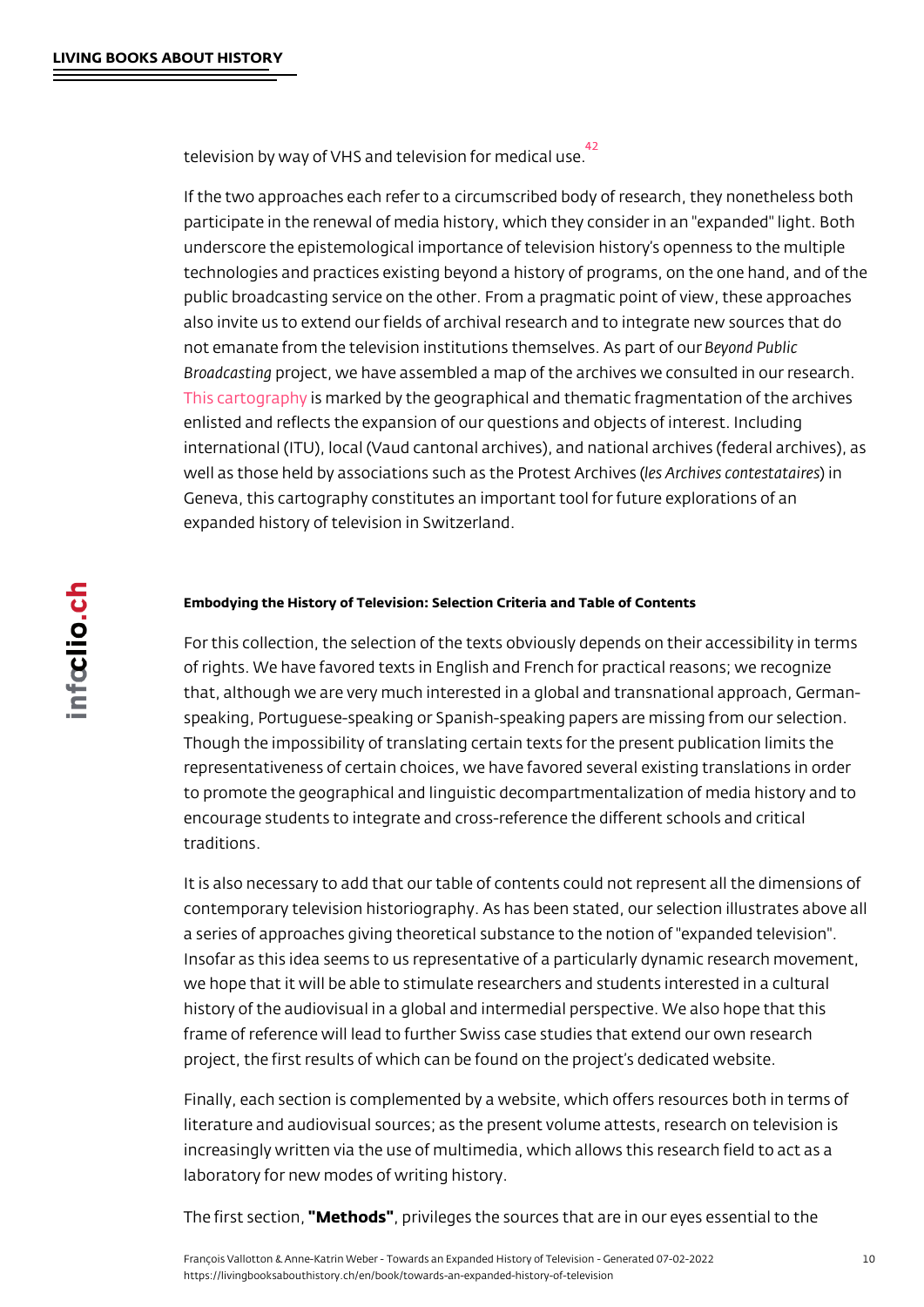television by way of VHS and television for medical use.[42]

If the two approaches each refer to a circumscribed body of research, they nonetheless both participate in the renewal of media history, which they consider in an "expanded" light. Both underscore the epistemological importance of television history's openness to the multiple technologies and practices existing beyond a history of programs, on the one hand, and of the public broadcasting service on the other. From a pragmatic point of view, these approaches also invite us to extend our fields of archival research and to integrate new sources that do not emanate from the television institutions themselves. As part of our *Beyond Public Broadcasting* project, we have assembled a map of the archives we consulted in our research. This cartography is marked by the geographical and thematic fragmentation of the archives enlisted and reflects the expansion of our questions and objects of interest. Including international (ITU), local (Vaud cantonal archives), and national archives (federal archives), as well as those held by associations such as the Protest Archives (*les Archives contestataires*) in Geneva, this cartography constitutes an important tool for future explorations of an expanded history of television in Switzerland.

#### Embodying the History of Television: Selection Criteria and Table of Contents

For this collection, the selection of the texts obviously depends on their accessibility in terms of rights. We have favored texts in English and French for practical reasons; we recognize that, although we are very much interested in a global and transnational approach, German-speaking, Portuguese-speaking or Spanish-speaking papers are missing from our selection. Though the impossibility of translating certain texts for the present publication limits the representativeness of certain choices, we have favored several existing translations in order to promote the geographical and linguistic decompartmentalization of media history and to encourage students to integrate and cross-reference the different schools and critical traditions.

It is also necessary to add that our table of contents could not represent all the dimensions of contemporary television historiography. As has been stated, our selection illustrates above all a series of approaches giving theoretical substance to the notion of "expanded television". Insofar as this idea seems to us representative of a particularly dynamic research movement, we hope that it will be able to stimulate researchers and students interested in a cultural history of the audiovisual in a global and intermedial perspective. We also hope that this frame of reference will lead to further Swiss case studies that extend our own research project, the first results of which can be found on the project's dedicated website.

Finally, each section is complemented by a website, which offers resources both in terms of literature and audiovisual sources; as the present volume attests, research on television is increasingly written via the use of multimedia, which allows this research field to act as a laboratory for new modes of writing history.

The first section, **"Methods"**, privileges the sources that are in our eyes essential to the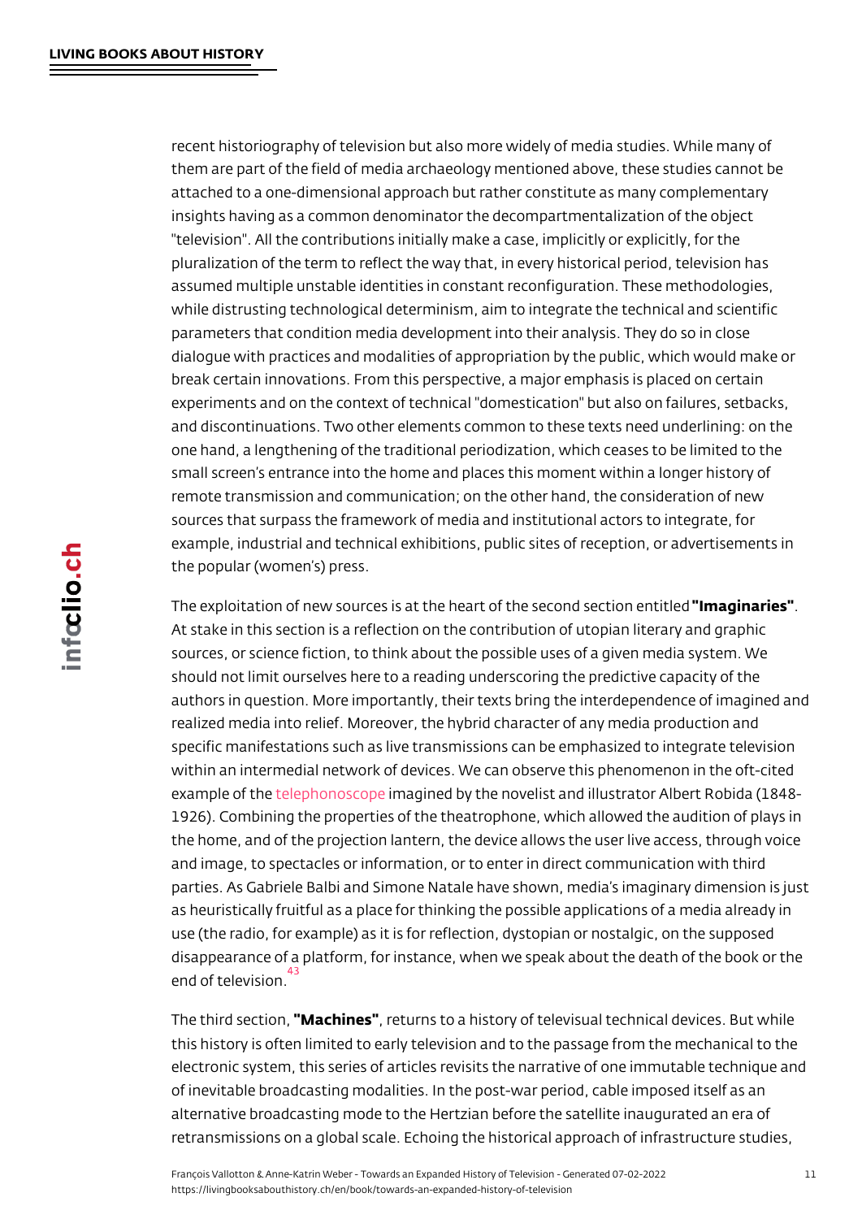recent historiography of television but also more widely of media studies. While many of them are part of the field of media archaeology mentioned above, these studies cannot be attached to a one-dimensional approach but rather constitute as many complementary insights having as a common denominator the decompartmentalization of the object "television". All the contributions initially make a case, implicitly or explicitly, for the pluralization of the term to reflect the way that, in every historical period, television has assumed multiple unstable identities in constant reconfiguration. These methodologies, while distrusting technological determinism, aim to integrate the technical and scientific parameters that condition media development into their analysis. They do so in close dialogue with practices and modalities of appropriation by the public, which would make or break certain innovations. From this perspective, a major emphasis is placed on certain experiments and on the context of technical "domestication" but also on failures, setbacks, and discontinuations. Two other elements common to these texts need underlining: on the one hand, a lengthening of the traditional periodization, which ceases to be limited to the small screen's entrance into the home and places this moment within a longer history of remote transmission and communication; on the other hand, the consideration of new sources that surpass the framework of media and institutional actors to integrate, for example, industrial and technical exhibitions, public sites of reception, or advertisements in the popular (women's) press.

The exploitation of new sources is at the heart of the second section entitled **"Imaginaries"**. At stake in this section is a reflection on the contribution of utopian literary and graphic sources, or science fiction, to think about the possible uses of a given media system. We should not limit ourselves here to a reading underscoring the predictive capacity of the authors in question. More importantly, their texts bring the interdependence of imagined and realized media into relief. Moreover, the hybrid character of any media production and specific manifestations such as live transmissions can be emphasized to integrate television within an intermedial network of devices. We can observe this phenomenon in the oft-cited example of the telephonoscope imagined by the novelist and illustrator Albert Robida (1848-1926). Combining the properties of the theatrophone, which allowed the audition of plays in the home, and of the projection lantern, the device allows the user live access, through voice and image, to spectacles or information, or to enter in direct communication with third parties. As Gabriele Balbi and Simone Natale have shown, media's imaginary dimension is just as heuristically fruitful as a place for thinking the possible applications of a media already in use (the radio, for example) as it is for reflection, dystopian or nostalgic, on the supposed disappearance of a platform, for instance, when we speak about the death of the book or the end of television.[43]

The third section, **"Machines"**, returns to a history of televisual technical devices. But while this history is often limited to early television and to the passage from the mechanical to the electronic system, this series of articles revisits the narrative of one immutable technique and of inevitable broadcasting modalities. In the post-war period, cable imposed itself as an alternative broadcasting mode to the Hertzian before the satellite inaugurated an era of retransmissions on a global scale. Echoing the historical approach of infrastructure studies,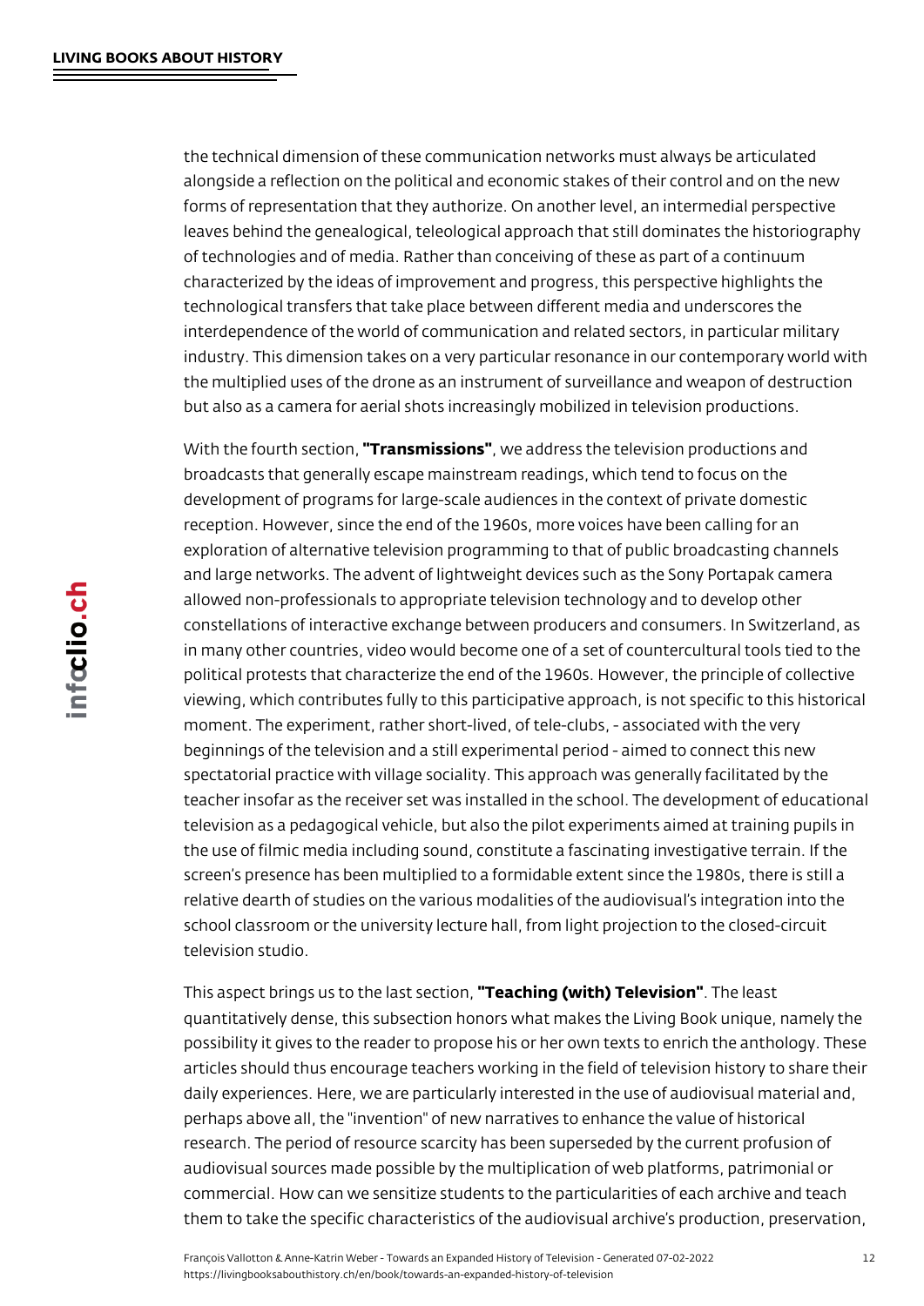the technical dimension of these communication networks must always be articulated alongside a reflection on the political and economic stakes of their control and on the new forms of representation that they authorize. On another level, an intermedial perspective leaves behind the genealogical, teleological approach that still dominates the historiography of technologies and of media. Rather than conceiving of these as part of a continuum characterized by the ideas of improvement and progress, this perspective highlights the technological transfers that take place between different media and underscores the interdependence of the world of communication and related sectors, in particular military industry. This dimension takes on a very particular resonance in our contemporary world with the multiplied uses of the drone as an instrument of surveillance and weapon of destruction but also as a camera for aerial shots increasingly mobilized in television productions.

With the fourth section, **"Transmissions"**, we address the television productions and broadcasts that generally escape mainstream readings, which tend to focus on the development of programs for large-scale audiences in the context of private domestic reception. However, since the end of the 1960s, more voices have been calling for an exploration of alternative television programming to that of public broadcasting channels and large networks. The advent of lightweight devices such as the Sony Portapak camera allowed non-professionals to appropriate television technology and to develop other constellations of interactive exchange between producers and consumers. In Switzerland, as in many other countries, video would become one of a set of countercultural tools tied to the political protests that characterize the end of the 1960s. However, the principle of collective viewing, which contributes fully to this participative approach, is not specific to this historical moment. The experiment, rather short-lived, of tele-clubs, - associated with the very beginnings of the television and a still experimental period - aimed to connect this new spectatorial practice with village sociality. This approach was generally facilitated by the teacher insofar as the receiver set was installed in the school. The development of educational television as a pedagogical vehicle, but also the pilot experiments aimed at training pupils in the use of filmic media including sound, constitute a fascinating investigative terrain. If the screen's presence has been multiplied to a formidable extent since the 1980s, there is still a relative dearth of studies on the various modalities of the audiovisual's integration into the school classroom or the university lecture hall, from light projection to the closed-circuit television studio.

This aspect brings us to the last section, **"Teaching (with) Television"**. The least quantitatively dense, this subsection honors what makes the Living Book unique, namely the possibility it gives to the reader to propose his or her own texts to enrich the anthology. These articles should thus encourage teachers working in the field of television history to share their daily experiences. Here, we are particularly interested in the use of audiovisual material and, perhaps above all, the "invention" of new narratives to enhance the value of historical research. The period of resource scarcity has been superseded by the current profusion of audiovisual sources made possible by the multiplication of web platforms, patrimonial or commercial. How can we sensitize students to the particularities of each archive and teach them to take the specific characteristics of the audiovisual archive's production, preservation,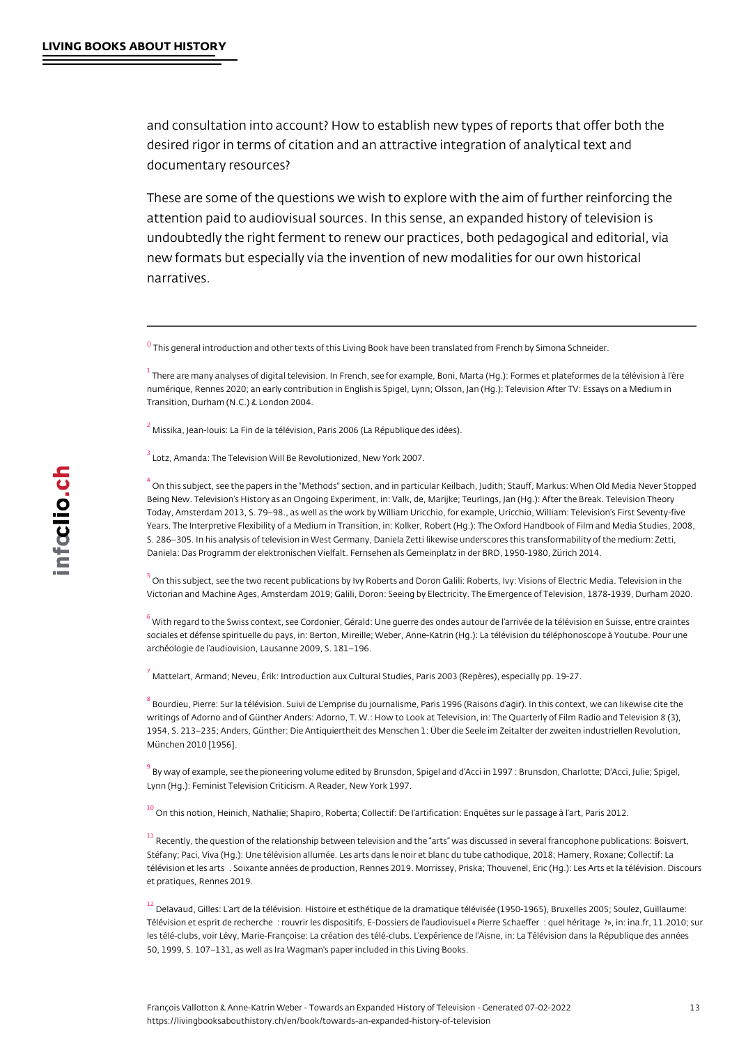and consultation into account? How to establish new types of reports that offer both the desired rigor in terms of citation and an attractive integration of analytical text and documentary resources?

These are some of the questions we wish to explore with the aim of further reinforcing the attention paid to audiovisual sources. In this sense, an expanded history of television is undoubtedly the right ferment to renew our practices, both pedagogical and editorial, via new formats but especially via the invention of new modalities for our own historical narratives.

---

[0] This general introduction and other texts of this Living Book have been translated from French by Simona Schneider.

[1] There are many analyses of digital television. In French, see for example, Boni, Marta (Hg.): Formes et plateformes de la télévision à l'ère numérique, Rennes 2020; an early contribution in English is Spigel, Lynn; Olsson, Jan (Hg.): Television After TV: Essays on a Medium in Transition, Durham (N.C.) & London 2004.

[2] Missika, Jean-louis: La Fin de la télévision, Paris 2006 (La République des idées).

[3] Lotz, Amanda: The Television Will Be Revolutionized, New York 2007.

[4] On this subject, see the papers in the "Methods" section, and in particular Keilbach, Judith; Stauff, Markus: When Old Media Never Stopped Being New. Television's History as an Ongoing Experiment, in: Valk, de, Marijke; Teurlings, Jan (Hg.): After the Break. Television Theory Today, Amsterdam 2013, S. 79–98., as well as the work by William Uricchio, for example, Uricchio, William: Television's First Seventy-five Years. The Interpretive Flexibility of a Medium in Transition, in: Kolker, Robert (Hg.): The Oxford Handbook of Film and Media Studies, 2008, S. 286–305. In his analysis of television in West Germany, Daniela Zetti likewise underscores this transformability of the medium: Zetti, Daniela: Das Programm der elektronischen Vielfalt. Fernsehen als Gemeinplatz in der BRD, 1950-1980, Zürich 2014.

[5] On this subject, see the two recent publications by Ivy Roberts and Doron Galili: Roberts, Ivy: Visions of Electric Media. Television in the Victorian and Machine Ages, Amsterdam 2019; Galili, Doron: Seeing by Electricity. The Emergence of Television, 1878-1939, Durham 2020.

[6] With regard to the Swiss context, see Cordonier, Gérald: Une guerre des ondes autour de l'arrivée de la télévision en Suisse, entre craintes sociales et défense spirituelle du pays, in: Berton, Mireille; Weber, Anne-Katrin (Hg.): La télévision du téléphonoscope à Youtube. Pour une archéologie de l'audiovision, Lausanne 2009, S. 181–196.

[7] Mattelart, Armand; Neveu, Érik: Introduction aux Cultural Studies, Paris 2003 (Repères), especially pp. 19-27.

[8] Bourdieu, Pierre: Sur la télévision. Suivi de L'emprise du journalisme, Paris 1996 (Raisons d'agir). In this context, we can likewise cite the writings of Adorno and of Günther Anders: Adorno, T. W.: How to Look at Television, in: The Quarterly of Film Radio and Television 8 (3), 1954, S. 213–235; Anders, Günther: Die Antiquiertheit des Menschen 1: Über die Seele im Zeitalter der zweiten industriellen Revolution, München 2010 [1956].

[9] By way of example, see the pioneering volume edited by Brunsdon, Spigel and d'Acci in 1997 : Brunsdon, Charlotte; D'Acci, Julie; Spigel, Lynn (Hg.): Feminist Television Criticism. A Reader, New York 1997.

[10] On this notion, Heinich, Nathalie; Shapiro, Roberta; Collectif: De l'artification: Enquêtes sur le passage à l'art, Paris 2012.

[11] Recently, the question of the relationship between television and the "arts" was discussed in several francophone publications: Boisvert, Stéfany; Paci, Viva (Hg.): Une télévision allumée. Les arts dans le noir et blanc du tube cathodique, 2018; Hamery, Roxane; Collectif: La télévision et les arts . Soixante années de production, Rennes 2019. Morrissey, Priska; Thouvenel, Eric (Hg.): Les Arts et la télévision. Discours et pratiques, Rennes 2019.

[12] Delavaud, Gilles: L'art de la télévision. Histoire et esthétique de la dramatique télévisée (1950-1965), Bruxelles 2005; Soulez, Guillaume: Télévision et esprit de recherche : rouvrir les dispositifs, E-Dossiers de l'audiovisuel « Pierre Schaeffer : quel héritage ?», in: ina.fr, 11.2010; sur les télé-clubs, voir Lévy, Marie-Françoise: La création des télé-clubs. L'expérience de l'Aisne, in: La Télévision dans la République des années 50, 1999, S. 107–131, as well as Ira Wagman's paper included in this Living Books.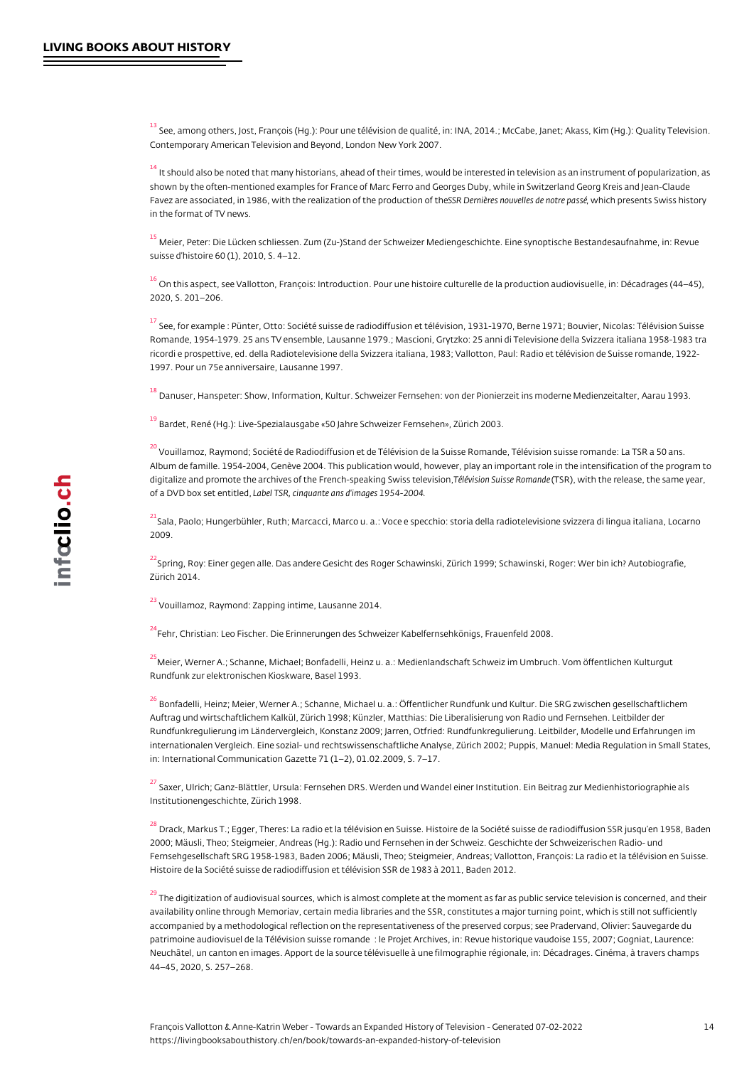[13] See, among others, Jost, François (Hg.): Pour une télévision de qualité, in: INA, 2014.; McCabe, Janet; Akass, Kim (Hg.): Quality Television. Contemporary American Television and Beyond, London New York 2007.

[14] It should also be noted that many historians, ahead of their times, would be interested in television as an instrument of popularization, as shown by the often-mentioned examples for France of Marc Ferro and Georges Duby, while in Switzerland Georg Kreis and Jean-Claude Favez are associated, in 1986, with the realization of the production of the *SSR Dernières nouvelles de notre passé*, which presents Swiss history in the format of TV news.

[15] Meier, Peter: Die Lücken schliessen. Zum (Zu-)Stand der Schweizer Mediengeschichte. Eine synoptische Bestandesaufnahme, in: Revue suisse d'histoire 60 (1), 2010, S. 4–12.

[16] On this aspect, see Vallotton, François: Introduction. Pour une histoire culturelle de la production audiovisuelle, in: Décadrages (44–45), 2020, S. 201–206.

[17] See, for example : Pünter, Otto: Société suisse de radiodiffusion et télévision, 1931-1970, Berne 1971; Bouvier, Nicolas: Télévision Suisse Romande, 1954-1979. 25 ans TV ensemble, Lausanne 1979.; Mascioni, Grytzko: 25 anni di Televisione della Svizzera italiana 1958-1983 tra ricordi e prospettive, ed. della Radiotelevisione della Svizzera italiana, 1983; Vallotton, Paul: Radio et télévision de Suisse romande, 1922-1997. Pour un 75e anniversaire, Lausanne 1997.

[18] Danuser, Hanspeter: Show, Information, Kultur. Schweizer Fernsehen: von der Pionierzeit ins moderne Medienzeitalter, Aarau 1993.

[19] Bardet, René (Hg.): Live-Spezialausgabe «50 Jahre Schweizer Fernsehen», Zürich 2003.

[20] Vouillamoz, Raymond; Société de Radiodiffusion et de Télévision de la Suisse Romande, Télévision suisse romande: La TSR a 50 ans. Album de famille. 1954-2004, Genève 2004. This publication would, however, play an important role in the intensification of the program to digitalize and promote the archives of the French-speaking Swiss television, *Télévision Suisse Romande* (TSR), with the release, the same year, of a DVD box set entitled, *Label TSR, cinquante ans d'images 1954-2004*.

[21] Sala, Paolo; Hungerbühler, Ruth; Marcacci, Marco u. a.: Voce e specchio: storia della radiotelevisione svizzera di lingua italiana, Locarno 2009.

[22] Spring, Roy: Einer gegen alle. Das andere Gesicht des Roger Schawinski, Zürich 1999; Schawinski, Roger: Wer bin ich? Autobiografie, Zürich 2014.

[23] Vouillamoz, Raymond: Zapping intime, Lausanne 2014.

[24] Fehr, Christian: Leo Fischer. Die Erinnerungen des Schweizer Kabelfernsehkönigs, Frauenfeld 2008.

[25] Meier, Werner A.; Schanne, Michael; Bonfadelli, Heinz u. a.: Medienlandschaft Schweiz im Umbruch. Vom öffentlichen Kulturgut Rundfunk zur elektronischen Kioskware, Basel 1993.

[26] Bonfadelli, Heinz; Meier, Werner A.; Schanne, Michael u. a.: Öffentlicher Rundfunk und Kultur. Die SRG zwischen gesellschaftlichem Auftrag und wirtschaftlichem Kalkül, Zürich 1998; Künzler, Matthias: Die Liberalisierung von Radio und Fernsehen. Leitbilder der Rundfunkregulierung im Ländervergleich, Konstanz 2009; Jarren, Otfried: Rundfunkregulierung. Leitbilder, Modelle und Erfahrungen im internationalen Vergleich. Eine sozial- und rechtswissenschaftliche Analyse, Zürich 2002; Puppis, Manuel: Media Regulation in Small States, in: International Communication Gazette 71 (1–2), 01.02.2009, S. 7–17.

[27] Saxer, Ulrich; Ganz-Blättler, Ursula: Fernsehen DRS. Werden und Wandel einer Institution. Ein Beitrag zur Medienhistoriographie als Institutionengeschichte, Zürich 1998.

[28] Drack, Markus T.; Egger, Theres: La radio et la télévision en Suisse. Histoire de la Société suisse de radiodiffusion SSR jusqu'en 1958, Baden 2000; Mäusli, Theo; Steigmeier, Andreas (Hg.): Radio und Fernsehen in der Schweiz. Geschichte der Schweizerischen Radio- und Fernsehgesellschaft SRG 1958-1983, Baden 2006; Mäusli, Theo; Steigmeier, Andreas; Vallotton, François: La radio et la télévision en Suisse. Histoire de la Société suisse de radiodiffusion et télévision SSR de 1983 à 2011, Baden 2012.

[29] The digitization of audiovisual sources, which is almost complete at the moment as far as public service television is concerned, and their availability online through Memoriav, certain media libraries and the SSR, constitutes a major turning point, which is still not sufficiently accompanied by a methodological reflection on the representativeness of the preserved corpus; see Pradervand, Olivier: Sauvegarde du patrimoine audiovisuel de la Télévision suisse romande : le Projet Archives, in: Revue historique vaudoise 155, 2007; Gogniat, Laurence: Neuchâtel, un canton en images. Apport de la source télévisuelle à une filmographie régionale, in: Décadrages. Cinéma, à travers champs 44–45, 2020, S. 257–268.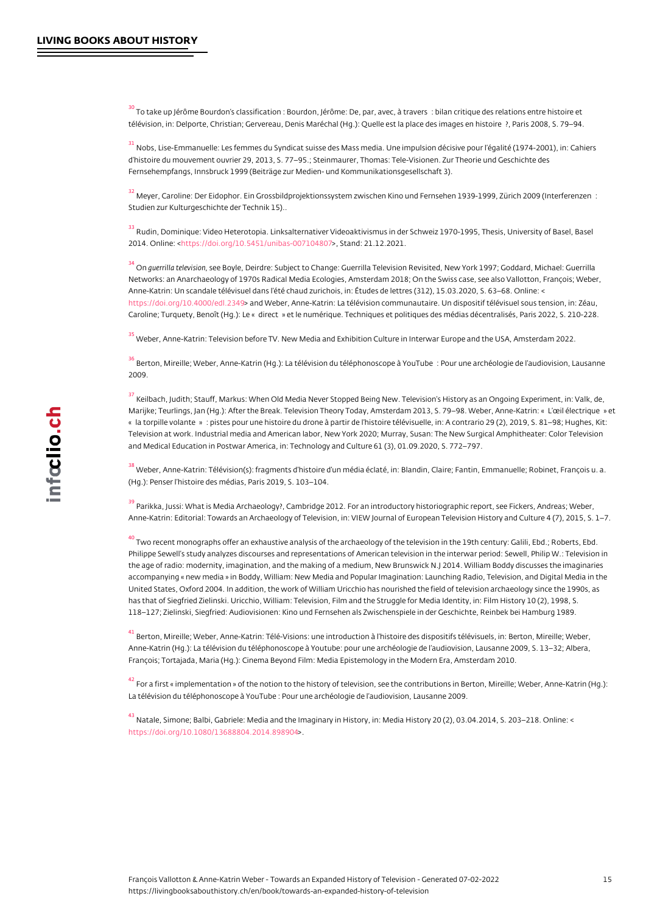[30] To take up Jérôme Bourdon's classification : Bourdon, Jérôme: De, par, avec, à travers : bilan critique des relations entre histoire et télévision, in: Delporte, Christian; Gervereau, Denis Maréchal (Hg.): Quelle est la place des images en histoire ?, Paris 2008, S. 79–94.

[31] Nobs, Lise-Emmanuelle: Les femmes du Syndicat suisse des Mass media. Une impulsion décisive pour l'égalité (1974-2001), in: Cahiers d'histoire du mouvement ouvrier 29, 2013, S. 77–95.; Steinmaurer, Thomas: Tele-Visionen. Zur Theorie und Geschichte des Fernsehempfangs, Innsbruck 1999 (Beiträge zur Medien- und Kommunikationsgesellschaft 3).

[32] Meyer, Caroline: Der Eidophor. Ein Grossbildprojektionssystem zwischen Kino und Fernsehen 1939-1999, Zürich 2009 (Interferenzen : Studien zur Kulturgeschichte der Technik 15)..

[33] Rudin, Dominique: Video Heterotopia. Linksalternativer Videoaktivismus in der Schweiz 1970-1995, Thesis, University of Basel, Basel 2014. Online: <https://doi.org/10.5451/unibas-007104807>, Stand: 21.12.2021.

[34] On *guerrilla television*, see Boyle, Deirdre: Subject to Change: Guerrilla Television Revisited, New York 1997; Goddard, Michael: Guerrilla Networks: an Anarchaeology of 1970s Radical Media Ecologies, Amsterdam 2018; On the Swiss case, see also Vallotton, François; Weber, Anne-Katrin: Un scandale télévisuel dans l'été chaud zurichois, in: Études de lettres (312), 15.03.2020, S. 63–68. Online: < https://doi.org/10.4000/edl.2349> and Weber, Anne-Katrin: La télévision communautaire. Un dispositif télévisuel sous tension, in: Zéau, Caroline; Turquety, Benoît (Hg.): Le « direct » et le numérique. Techniques et politiques des médias décentralisés, Paris 2022, S. 210-228.

[35] Weber, Anne-Katrin: Television before TV. New Media and Exhibition Culture in Interwar Europe and the USA, Amsterdam 2022.

[36] Berton, Mireille; Weber, Anne-Katrin (Hg.): La télévision du téléphonoscope à YouTube : Pour une archéologie de l'audiovision, Lausanne 2009.

[37] Keilbach, Judith; Stauff, Markus: When Old Media Never Stopped Being New. Television's History as an Ongoing Experiment, in: Valk, de, Marijke; Teurlings, Jan (Hg.): After the Break. Television Theory Today, Amsterdam 2013, S. 79–98. Weber, Anne-Katrin: « L'œil électrique » et « la torpille volante » : pistes pour une histoire du drone à partir de l'histoire télévisuelle, in: A contrario 29 (2), 2019, S. 81–98; Hughes, Kit: Television at work. Industrial media and American labor, New York 2020; Murray, Susan: The New Surgical Amphitheater: Color Television and Medical Education in Postwar America, in: Technology and Culture 61 (3), 01.09.2020, S. 772–797.

[38] Weber, Anne-Katrin: Télévision(s): fragments d'histoire d'un média éclaté, in: Blandin, Claire; Fantin, Emmanuelle; Robinet, François u. a. (Hg.): Penser l'histoire des médias, Paris 2019, S. 103–104.

[39] Parikka, Jussi: What is Media Archaeology?, Cambridge 2012. For an introductory historiographic report, see Fickers, Andreas; Weber, Anne-Katrin: Editorial: Towards an Archaeology of Television, in: VIEW Journal of European Television History and Culture 4 (7), 2015, S. 1–7.

[40] Two recent monographs offer an exhaustive analysis of the archaeology of the television in the 19th century: Galili, Ebd.; Roberts, Ebd. Philippe Sewell's study analyzes discourses and representations of American television in the interwar period: Sewell, Philip W.: Television in the age of radio: modernity, imagination, and the making of a medium, New Brunswick N.J 2014. William Boddy discusses the imaginaries accompanying « new media » in Boddy, William: New Media and Popular Imagination: Launching Radio, Television, and Digital Media in the United States, Oxford 2004. In addition, the work of William Uricchio has nourished the field of television archaeology since the 1990s, as has that of Siegfried Zielinski. Uricchio, William: Television, Film and the Struggle for Media Identity, in: Film History 10 (2), 1998, S. 118–127; Zielinski, Siegfried: Audiovisionen: Kino und Fernsehen als Zwischenspiele in der Geschichte, Reinbek bei Hamburg 1989.

[41] Berton, Mireille; Weber, Anne-Katrin: Télé-Visions: une introduction à l'histoire des dispositifs télévisuels, in: Berton, Mireille; Weber, Anne-Katrin (Hg.): La télévision du téléphonoscope à Youtube: pour une archéologie de l'audiovision, Lausanne 2009, S. 13–32; Albera, François; Tortajada, Maria (Hg.): Cinema Beyond Film: Media Epistemology in the Modern Era, Amsterdam 2010.

[42] For a first « implementation » of the notion to the history of television, see the contributions in Berton, Mireille; Weber, Anne-Katrin (Hg.): La télévision du téléphonoscope à YouTube : Pour une archéologie de l'audiovision, Lausanne 2009.

[43] Natale, Simone; Balbi, Gabriele: Media and the Imaginary in History, in: Media History 20 (2), 03.04.2014, S. 203–218. Online: < https://doi.org/10.1080/13688804.2014.898904>.